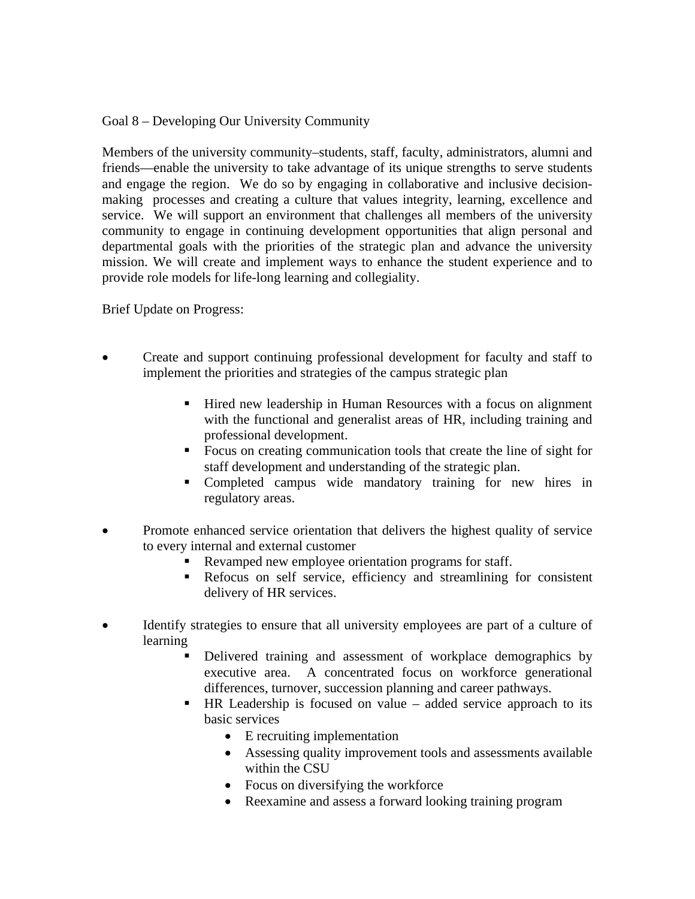## Goal 8 – Developing Our University Community

Members of the university community–students, staff, faculty, administrators, alumni and friends—enable the university to take advantage of its unique strengths to serve students and engage the region. We do so by engaging in collaborative and inclusive decision-making processes and creating a culture that values integrity, learning, excellence and service. We will support an environment that challenges all members of the university community to engage in continuing development opportunities that align personal and departmental goals with the priorities of the strategic plan and advance the university mission. We will create and implement ways to enhance the student experience and to provide role models for life-long learning and collegiality.

Brief Update on Progress:

- Create and support continuing professional development for faculty and staff to implement the priorities and strategies of the campus strategic plan
  - Hired new leadership in Human Resources with a focus on alignment with the functional and generalist areas of HR, including training and professional development.
  - Focus on creating communication tools that create the line of sight for staff development and understanding of the strategic plan.
  - Completed campus wide mandatory training for new hires in regulatory areas.
- Promote enhanced service orientation that delivers the highest quality of service to every internal and external customer
  - Revamped new employee orientation programs for staff.
  - Refocus on self service, efficiency and streamlining for consistent delivery of HR services.
- Identify strategies to ensure that all university employees are part of a culture of learning
  - Delivered training and assessment of workplace demographics by executive area. A concentrated focus on workforce generational differences, turnover, succession planning and career pathways.
  - HR Leadership is focused on value – added service approach to its basic services
    - E recruiting implementation
    - Assessing quality improvement tools and assessments available within the CSU
    - Focus on diversifying the workforce
    - Reexamine and assess a forward looking training program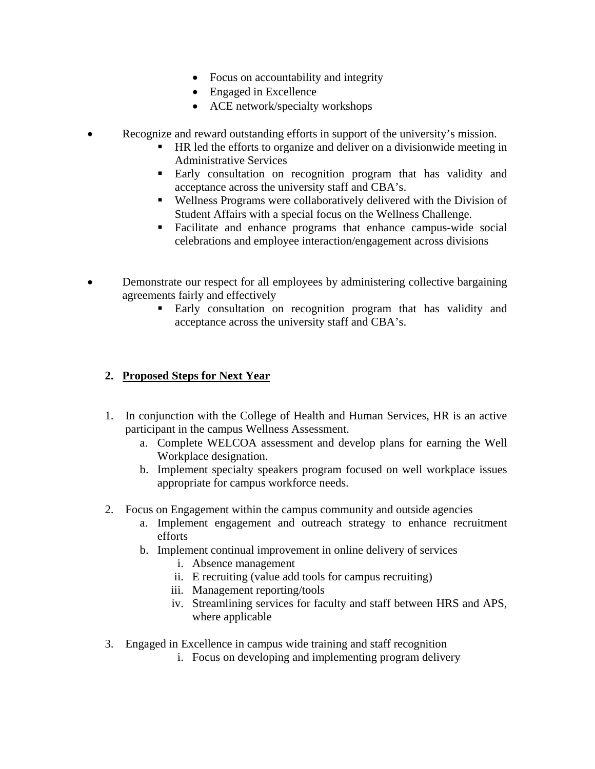- Focus on accountability and integrity
  - Engaged in Excellence
  - ACE network/specialty workshops

- Recognize and reward outstanding efforts in support of the university's mission.
  - HR led the efforts to organize and deliver on a divisionwide meeting in Administrative Services
  - Early consultation on recognition program that has validity and acceptance across the university staff and CBA's.
  - Wellness Programs were collaboratively delivered with the Division of Student Affairs with a special focus on the Wellness Challenge.
  - Facilitate and enhance programs that enhance campus-wide social celebrations and employee interaction/engagement across divisions

- Demonstrate our respect for all employees by administering collective bargaining agreements fairly and effectively
  - Early consultation on recognition program that has validity and acceptance across the university staff and CBA's.

## 2. <u>Proposed Steps for Next Year</u>

1. In conjunction with the College of Health and Human Services, HR is an active participant in the campus Wellness Assessment.
   a. Complete WELCOA assessment and develop plans for earning the Well Workplace designation.
   b. Implement specialty speakers program focused on well workplace issues appropriate for campus workforce needs.

2. Focus on Engagement within the campus community and outside agencies
   a. Implement engagement and outreach strategy to enhance recruitment efforts
   b. Implement continual improvement in online delivery of services
      i. Absence management
      ii. E recruiting (value add tools for campus recruiting)
      iii. Management reporting/tools
      iv. Streamlining services for faculty and staff between HRS and APS, where applicable

3. Engaged in Excellence in campus wide training and staff recognition
      i. Focus on developing and implementing program delivery